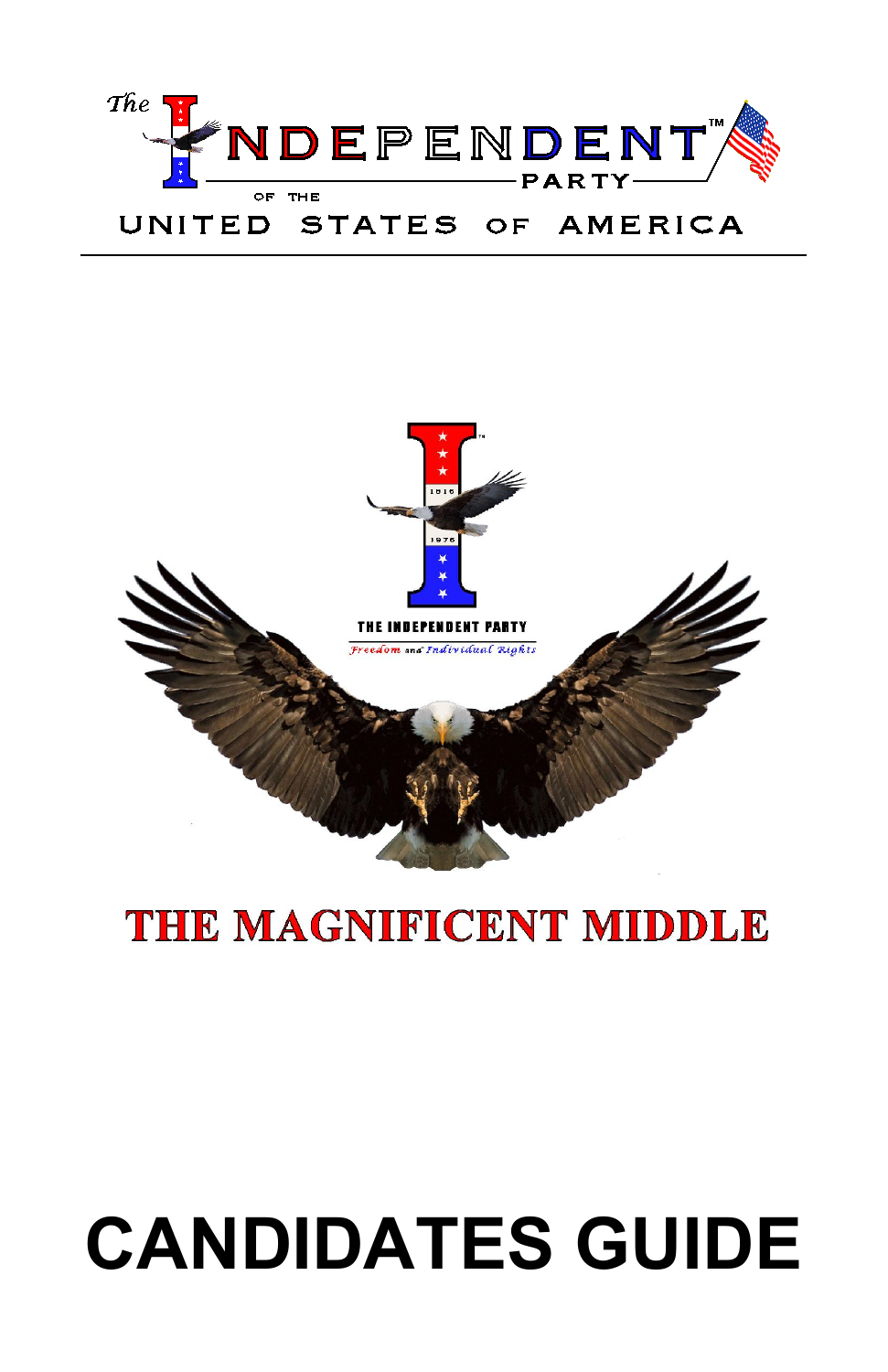# The INDEPENDENT™ PARTY OF THE UNITED STATES OF AMERICA

THE INDEPENDENT PARTY

*Freedom and Individual Rights*

## THE MAGNIFICENT MIDDLE

# CANDIDATES GUIDE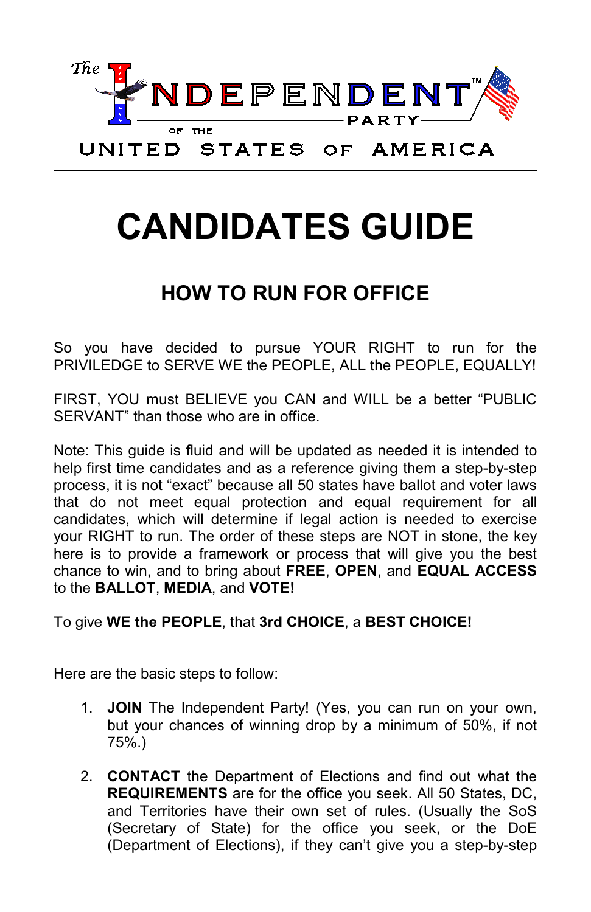The INDEPENDENT™ PARTY OF THE UNITED STATES OF AMERICA

# CANDIDATES GUIDE

## HOW TO RUN FOR OFFICE

So you have decided to pursue YOUR RIGHT to run for the PRIVILEDGE to SERVE WE the PEOPLE, ALL the PEOPLE, EQUALLY!

FIRST, YOU must BELIEVE you CAN and WILL be a better "PUBLIC SERVANT" than those who are in office.

Note: This guide is fluid and will be updated as needed it is intended to help first time candidates and as a reference giving them a step-by-step process, it is not "exact" because all 50 states have ballot and voter laws that do not meet equal protection and equal requirement for all candidates, which will determine if legal action is needed to exercise your RIGHT to run. The order of these steps are NOT in stone, the key here is to provide a framework or process that will give you the best chance to win, and to bring about **FREE**, **OPEN**, and **EQUAL ACCESS** to the **BALLOT**, **MEDIA**, and **VOTE!**

To give **WE the PEOPLE**, that **3rd CHOICE**, a **BEST CHOICE!**

Here are the basic steps to follow:

1. **JOIN** The Independent Party! (Yes, you can run on your own, but your chances of winning drop by a minimum of 50%, if not 75%.)

2. **CONTACT** the Department of Elections and find out what the **REQUIREMENTS** are for the office you seek. All 50 States, DC, and Territories have their own set of rules. (Usually the SoS (Secretary of State) for the office you seek, or the DoE (Department of Elections), if they can't give you a step-by-step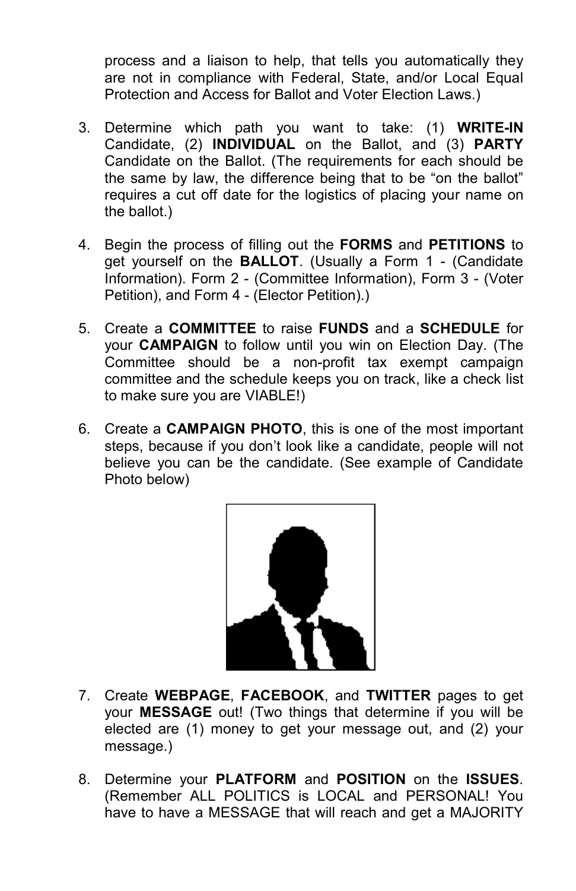process and a liaison to help, that tells you automatically they are not in compliance with Federal, State, and/or Local Equal Protection and Access for Ballot and Voter Election Laws.)

3. Determine which path you want to take: (1) **WRITE-IN** Candidate, (2) **INDIVIDUAL** on the Ballot, and (3) **PARTY** Candidate on the Ballot. (The requirements for each should be the same by law, the difference being that to be "on the ballot" requires a cut off date for the logistics of placing your name on the ballot.)

4. Begin the process of filling out the **FORMS** and **PETITIONS** to get yourself on the **BALLOT**. (Usually a Form 1 - (Candidate Information). Form 2 - (Committee Information), Form 3 - (Voter Petition), and Form 4 - (Elector Petition).)

5. Create a **COMMITTEE** to raise **FUNDS** and a **SCHEDULE** for your **CAMPAIGN** to follow until you win on Election Day. (The Committee should be a non-profit tax exempt campaign committee and the schedule keeps you on track, like a check list to make sure you are VIABLE!)

6. Create a **CAMPAIGN PHOTO**, this is one of the most important steps, because if you don't look like a candidate, people will not believe you can be the candidate. (See example of Candidate Photo below)

7. Create **WEBPAGE**, **FACEBOOK**, and **TWITTER** pages to get your **MESSAGE** out! (Two things that determine if you will be elected are (1) money to get your message out, and (2) your message.)

8. Determine your **PLATFORM** and **POSITION** on the **ISSUES**. (Remember ALL POLITICS is LOCAL and PERSONAL! You have to have a MESSAGE that will reach and get a MAJORITY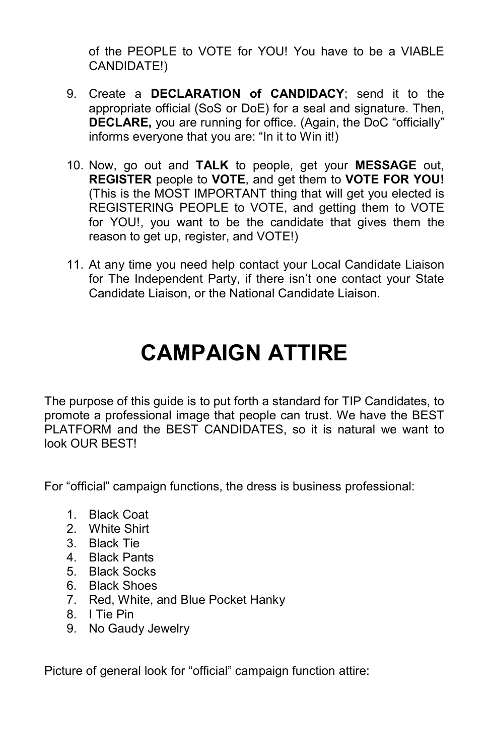of the PEOPLE to VOTE for YOU! You have to be a VIABLE CANDIDATE!)

9. Create a **DECLARATION of CANDIDACY**; send it to the appropriate official (SoS or DoE) for a seal and signature. Then, **DECLARE,** you are running for office. (Again, the DoC "officially" informs everyone that you are: "In it to Win it!)

10. Now, go out and **TALK** to people, get your **MESSAGE** out, **REGISTER** people to **VOTE**, and get them to **VOTE FOR YOU!** (This is the MOST IMPORTANT thing that will get you elected is REGISTERING PEOPLE to VOTE, and getting them to VOTE for YOU!, you want to be the candidate that gives them the reason to get up, register, and VOTE!)

11. At any time you need help contact your Local Candidate Liaison for The Independent Party, if there isn't one contact your State Candidate Liaison, or the National Candidate Liaison.

# CAMPAIGN ATTIRE

The purpose of this guide is to put forth a standard for TIP Candidates, to promote a professional image that people can trust. We have the BEST PLATFORM and the BEST CANDIDATES, so it is natural we want to look OUR BEST!

For "official" campaign functions, the dress is business professional:

1. Black Coat
2. White Shirt
3. Black Tie
4. Black Pants
5. Black Socks
6. Black Shoes
7. Red, White, and Blue Pocket Hanky
8. I Tie Pin
9. No Gaudy Jewelry

Picture of general look for "official" campaign function attire: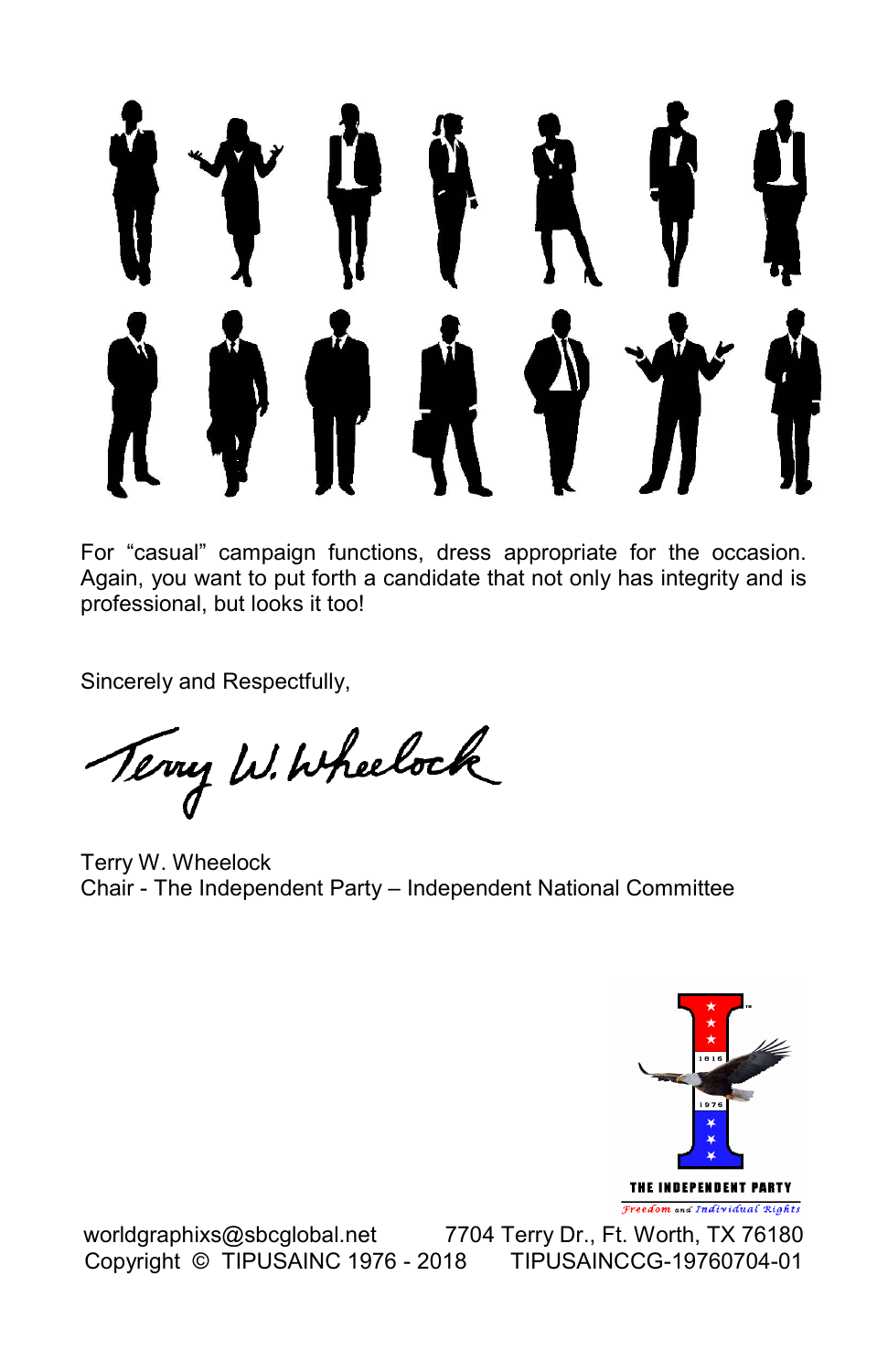For “casual” campaign functions, dress appropriate for the occasion. Again, you want to put forth a candidate that not only has integrity and is professional, but looks it too!

Sincerely and Respectfully,

Terry W. Wheelock
Chair - The Independent Party – Independent National Committee

THE INDEPENDENT PARTY
Freedom and Individual Rights

worldgraphixs@sbcglobal.net 7704 Terry Dr., Ft. Worth, TX 76180
Copyright © TIPUSAINC 1976 - 2018 TIPUSAINCCG-19760704-01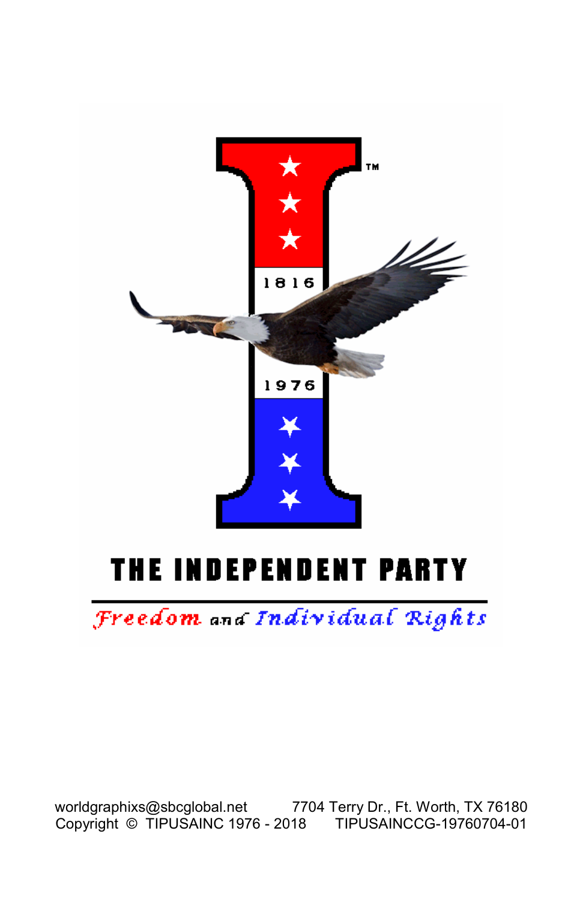1816

1976

TM

# THE INDEPENDENT PARTY

Freedom and Individual Rights

worldgraphixs@sbcglobal.net 7704 Terry Dr., Ft. Worth, TX 76180

Copyright © TIPUSAINC 1976 - 2018 TIPUSAINCCG-19760704-01